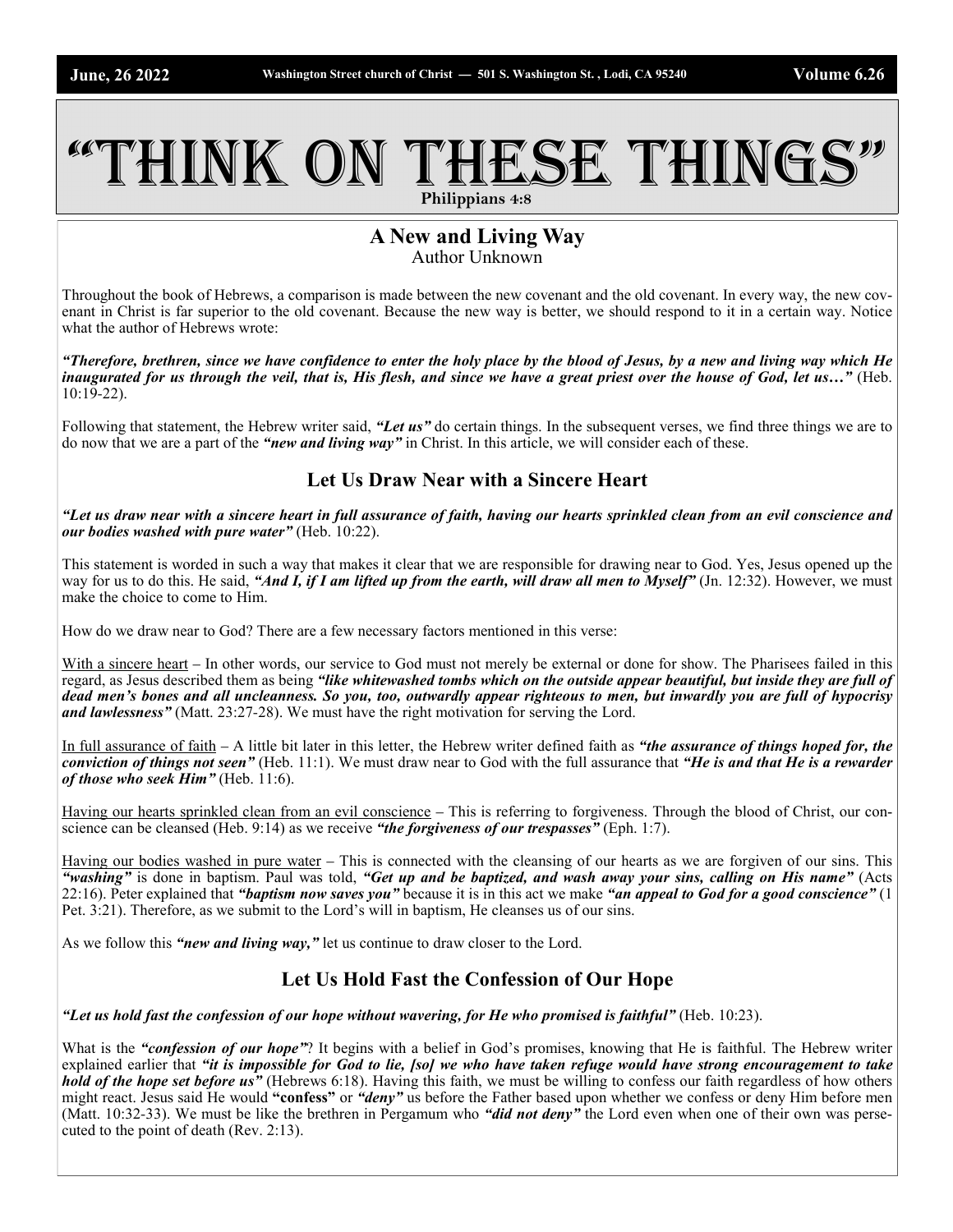# "THINK ON THESE THINGS"

**Philippians 4:8**

## A New and Living Way

Author Unknown

Throughout the book of Hebrews, a comparison is made between the new covenant and the old covenant. In every way, the new covenant in Christ is far superior to the old covenant. Because the new way is better, we should respond to it in a certain way. Notice what the author of Hebrews wrote:

***"Therefore, brethren, since we have confidence to enter the holy place by the blood of Jesus, by a new and living way which He inaugurated for us through the veil, that is, His flesh, and since we have a great priest over the house of God, let us…"*** (Heb. 10:19-22).

Following that statement, the Hebrew writer said, ***"Let us"*** do certain things. In the subsequent verses, we find three things we are to do now that we are a part of the ***"new and living way"*** in Christ. In this article, we will consider each of these.

### Let Us Draw Near with a Sincere Heart

***"Let us draw near with a sincere heart in full assurance of faith, having our hearts sprinkled clean from an evil conscience and our bodies washed with pure water"*** (Heb. 10:22).

This statement is worded in such a way that makes it clear that we are responsible for drawing near to God. Yes, Jesus opened up the way for us to do this. He said, ***"And I, if I am lifted up from the earth, will draw all men to Myself"*** (Jn. 12:32). However, we must make the choice to come to Him.

How do we draw near to God? There are a few necessary factors mentioned in this verse:

<u>With a sincere heart</u> – In other words, our service to God must not merely be external or done for show. The Pharisees failed in this regard, as Jesus described them as being ***"like whitewashed tombs which on the outside appear beautiful, but inside they are full of dead men's bones and all uncleanness. So you, too, outwardly appear righteous to men, but inwardly you are full of hypocrisy and lawlessness"*** (Matt. 23:27-28). We must have the right motivation for serving the Lord.

<u>In full assurance of faith</u> – A little bit later in this letter, the Hebrew writer defined faith as ***"the assurance of things hoped for, the conviction of things not seen"*** (Heb. 11:1). We must draw near to God with the full assurance that ***"He is and that He is a rewarder of those who seek Him"*** (Heb. 11:6).

<u>Having our hearts sprinkled clean from an evil conscience</u> – This is referring to forgiveness. Through the blood of Christ, our conscience can be cleansed (Heb. 9:14) as we receive ***"the forgiveness of our trespasses"*** (Eph. 1:7).

<u>Having our bodies washed in pure water</u> – This is connected with the cleansing of our hearts as we are forgiven of our sins. This ***"washing"*** is done in baptism. Paul was told, ***"Get up and be baptized, and wash away your sins, calling on His name"*** (Acts 22:16). Peter explained that ***"baptism now saves you"*** because it is in this act we make ***"an appeal to God for a good conscience"*** (1 Pet. 3:21). Therefore, as we submit to the Lord's will in baptism, He cleanses us of our sins.

As we follow this ***"new and living way,"*** let us continue to draw closer to the Lord.

### Let Us Hold Fast the Confession of Our Hope

***"Let us hold fast the confession of our hope without wavering, for He who promised is faithful"*** (Heb. 10:23).

What is the ***"confession of our hope"***? It begins with a belief in God's promises, knowing that He is faithful. The Hebrew writer explained earlier that ***"it is impossible for God to lie, [so] we who have taken refuge would have strong encouragement to take hold of the hope set before us"*** (Hebrews 6:18). Having this faith, we must be willing to confess our faith regardless of how others might react. Jesus said He would **"confess"** or ***"deny"*** us before the Father based upon whether we confess or deny Him before men (Matt. 10:32-33). We must be like the brethren in Pergamum who ***"did not deny"*** the Lord even when one of their own was persecuted to the point of death (Rev. 2:13).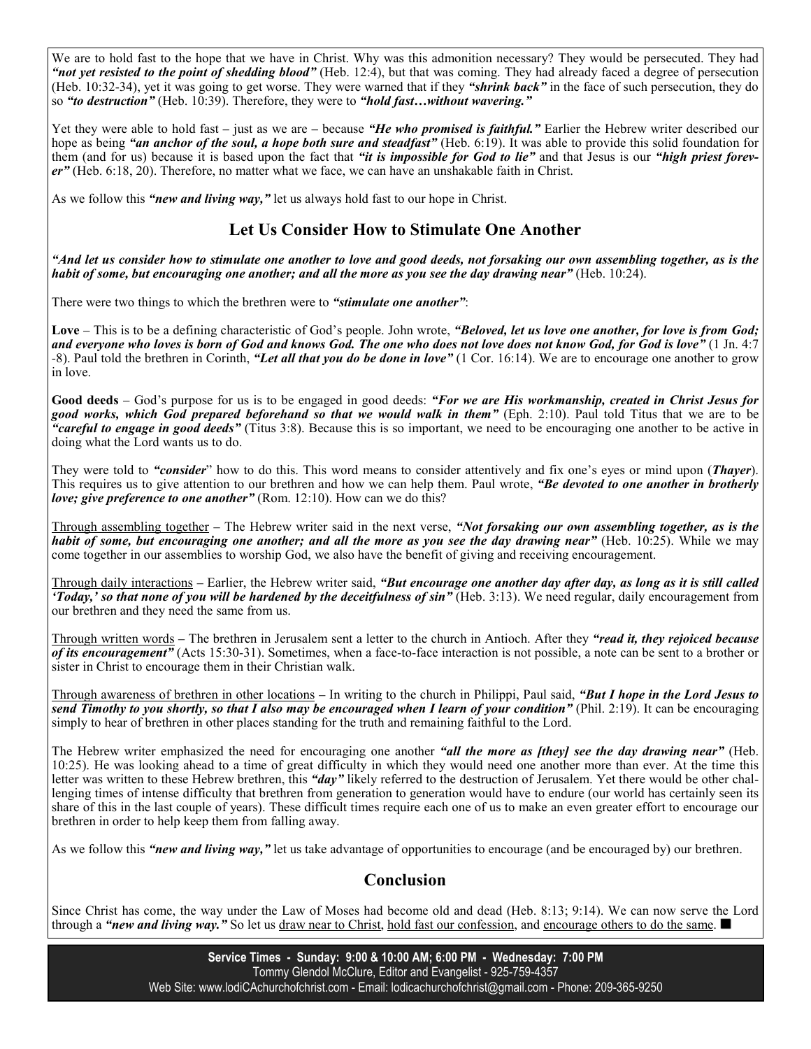We are to hold fast to the hope that we have in Christ. Why was this admonition necessary? They would be persecuted. They had ***"not yet resisted to the point of shedding blood"*** (Heb. 12:4), but that was coming. They had already faced a degree of persecution (Heb. 10:32-34), yet it was going to get worse. They were warned that if they ***"shrink back"*** in the face of such persecution, they do so ***"to destruction"*** (Heb. 10:39). Therefore, they were to ***"hold fast…without wavering."***

Yet they were able to hold fast – just as we are – because ***"He who promised is faithful."*** Earlier the Hebrew writer described our hope as being ***"an anchor of the soul, a hope both sure and steadfast"*** (Heb. 6:19). It was able to provide this solid foundation for them (and for us) because it is based upon the fact that ***"it is impossible for God to lie"*** and that Jesus is our ***"high priest forever"*** (Heb. 6:18, 20). Therefore, no matter what we face, we can have an unshakable faith in Christ.

As we follow this ***"new and living way,"*** let us always hold fast to our hope in Christ.

## Let Us Consider How to Stimulate One Another

***"And let us consider how to stimulate one another to love and good deeds, not forsaking our own assembling together, as is the habit of some, but encouraging one another; and all the more as you see the day drawing near"*** (Heb. 10:24).

There were two things to which the brethren were to ***"stimulate one another"***:

**Love** – This is to be a defining characteristic of God's people. John wrote, ***"Beloved, let us love one another, for love is from God; and everyone who loves is born of God and knows God. The one who does not love does not know God, for God is love"*** (1 Jn. 4:7-8). Paul told the brethren in Corinth, ***"Let all that you do be done in love"*** (1 Cor. 16:14). We are to encourage one another to grow in love.

**Good deeds** – God's purpose for us is to be engaged in good deeds: ***"For we are His workmanship, created in Christ Jesus for good works, which God prepared beforehand so that we would walk in them"*** (Eph. 2:10). Paul told Titus that we are to be ***"careful to engage in good deeds"*** (Titus 3:8). Because this is so important, we need to be encouraging one another to be active in doing what the Lord wants us to do.

They were told to ***"consider"*** how to do this. This word means to consider attentively and fix one's eyes or mind upon (***Thayer***). This requires us to give attention to our brethren and how we can help them. Paul wrote, ***"Be devoted to one another in brotherly love; give preference to one another"*** (Rom. 12:10). How can we do this?

<u>Through assembling together</u> – The Hebrew writer said in the next verse, ***"Not forsaking our own assembling together, as is the habit of some, but encouraging one another; and all the more as you see the day drawing near"*** (Heb. 10:25). While we may come together in our assemblies to worship God, we also have the benefit of giving and receiving encouragement.

<u>Through daily interactions</u> – Earlier, the Hebrew writer said, ***"But encourage one another day after day, as long as it is still called 'Today,' so that none of you will be hardened by the deceitfulness of sin"*** (Heb. 3:13). We need regular, daily encouragement from our brethren and they need the same from us.

<u>Through written words</u> – The brethren in Jerusalem sent a letter to the church in Antioch. After they ***"read it, they rejoiced because of its encouragement"*** (Acts 15:30-31). Sometimes, when a face-to-face interaction is not possible, a note can be sent to a brother or sister in Christ to encourage them in their Christian walk.

<u>Through awareness of brethren in other locations</u> – In writing to the church in Philippi, Paul said, ***"But I hope in the Lord Jesus to send Timothy to you shortly, so that I also may be encouraged when I learn of your condition"*** (Phil. 2:19). It can be encouraging simply to hear of brethren in other places standing for the truth and remaining faithful to the Lord.

The Hebrew writer emphasized the need for encouraging one another ***"all the more as [they] see the day drawing near"*** (Heb. 10:25). He was looking ahead to a time of great difficulty in which they would need one another more than ever. At the time this letter was written to these Hebrew brethren, this ***"day"*** likely referred to the destruction of Jerusalem. Yet there would be other challenging times of intense difficulty that brethren from generation to generation would have to endure (our world has certainly seen its share of this in the last couple of years). These difficult times require each one of us to make an even greater effort to encourage our brethren in order to help keep them from falling away.

As we follow this ***"new and living way,"*** let us take advantage of opportunities to encourage (and be encouraged by) our brethren.

## Conclusion

Since Christ has come, the way under the Law of Moses had become old and dead (Heb. 8:13; 9:14). We can now serve the Lord through a ***"new and living way."*** So let us <u>draw near to Christ</u>, <u>hold fast our confession</u>, and <u>encourage others to do the same</u>. ■

**Service Times - Sunday: 9:00 & 10:00 AM; 6:00 PM - Wednesday: 7:00 PM**

Tommy Glendol McClure, Editor and Evangelist - 925-759-4357

Web Site: www.lodiCAchurchofchrist.com - Email: lodicachurchofchrist@gmail.com - Phone: 209-365-9250